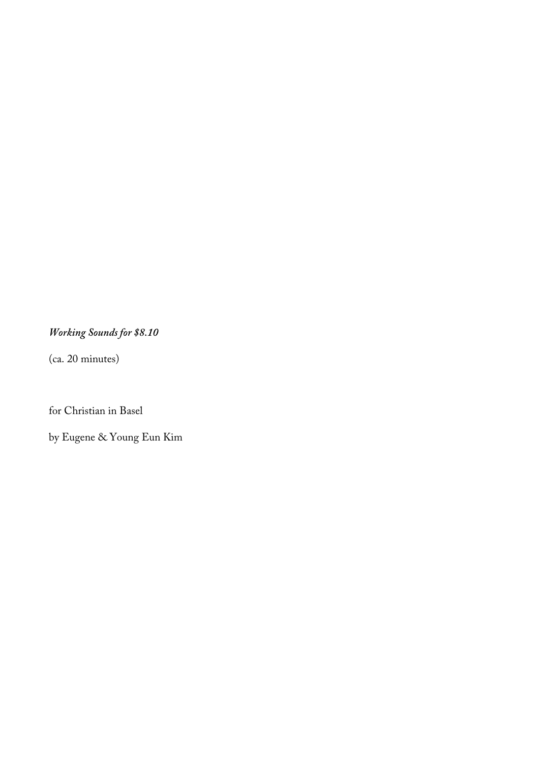*Working Sounds for $8.10*

(ca. 20 minutes)

for Christian in Basel

by Eugene & Young Eun Kim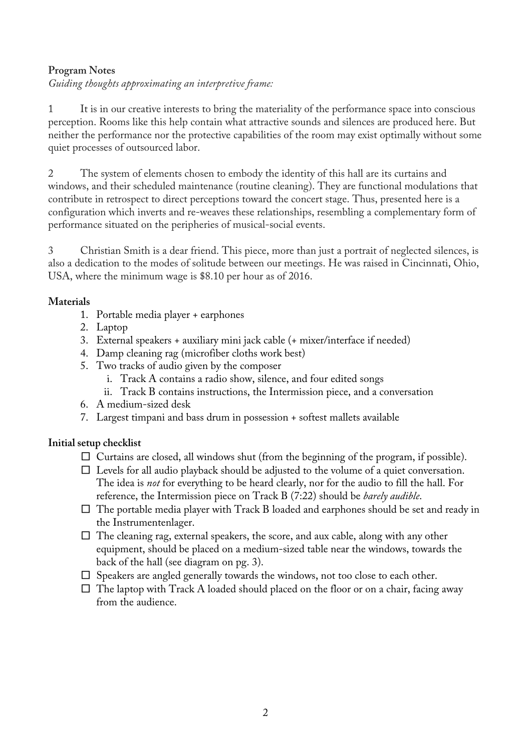**Program Notes**

*Guiding thoughts approximating an interpretive frame:*

1 It is in our creative interests to bring the materiality of the performance space into conscious perception. Rooms like this help contain what attractive sounds and silences are produced here. But neither the performance nor the protective capabilities of the room may exist optimally without some quiet processes of outsourced labor.

2 The system of elements chosen to embody the identity of this hall are its curtains and windows, and their scheduled maintenance (routine cleaning). They are functional modulations that contribute in retrospect to direct perceptions toward the concert stage. Thus, presented here is a configuration which inverts and re-weaves these relationships, resembling a complementary form of performance situated on the peripheries of musical-social events.

3 Christian Smith is a dear friend. This piece, more than just a portrait of neglected silences, is also a dedication to the modes of solitude between our meetings. He was raised in Cincinnati, Ohio, USA, where the minimum wage is $8.10 per hour as of 2016.

**Materials**

1. Portable media player + earphones
2. Laptop
3. External speakers + auxiliary mini jack cable (+ mixer/interface if needed)
4. Damp cleaning rag (microfiber cloths work best)
5. Two tracks of audio given by the composer
   i. Track A contains a radio show, silence, and four edited songs
   ii. Track B contains instructions, the Intermission piece, and a conversation
6. A medium-sized desk
7. Largest timpani and bass drum in possession + softest mallets available

**Initial setup checklist**

- ☐ Curtains are closed, all windows shut (from the beginning of the program, if possible).
- ☐ Levels for all audio playback should be adjusted to the volume of a quiet conversation. The idea is *not* for everything to be heard clearly, nor for the audio to fill the hall. For reference, the Intermission piece on Track B (7:22) should be *barely audible*.
- ☐ The portable media player with Track B loaded and earphones should be set and ready in the Instrumentenlager.
- ☐ The cleaning rag, external speakers, the score, and aux cable, along with any other equipment, should be placed on a medium-sized table near the windows, towards the back of the hall (see diagram on pg. 3).
- ☐ Speakers are angled generally towards the windows, not too close to each other.
- ☐ The laptop with Track A loaded should placed on the floor or on a chair, facing away from the audience.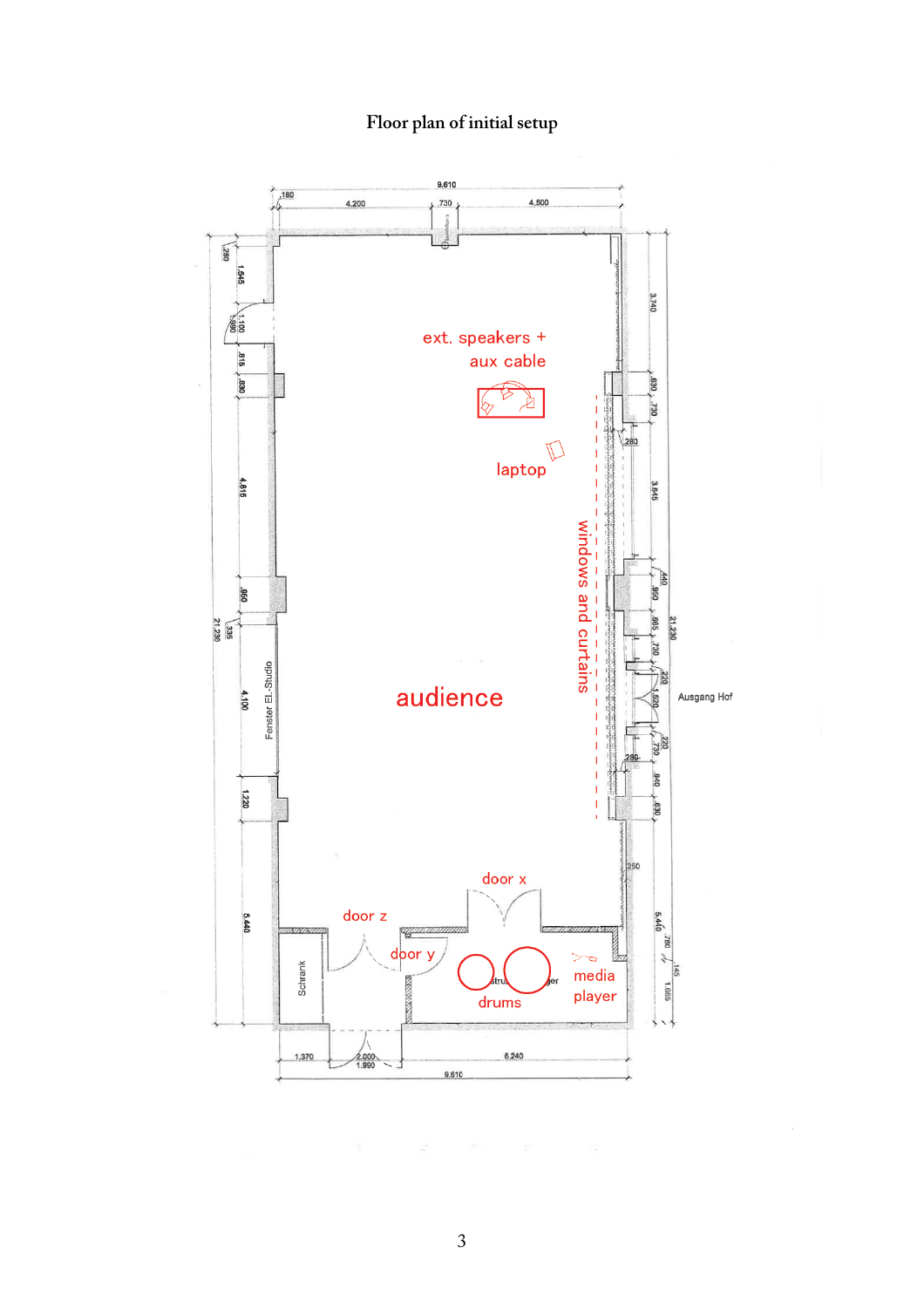# Floor plan of initial setup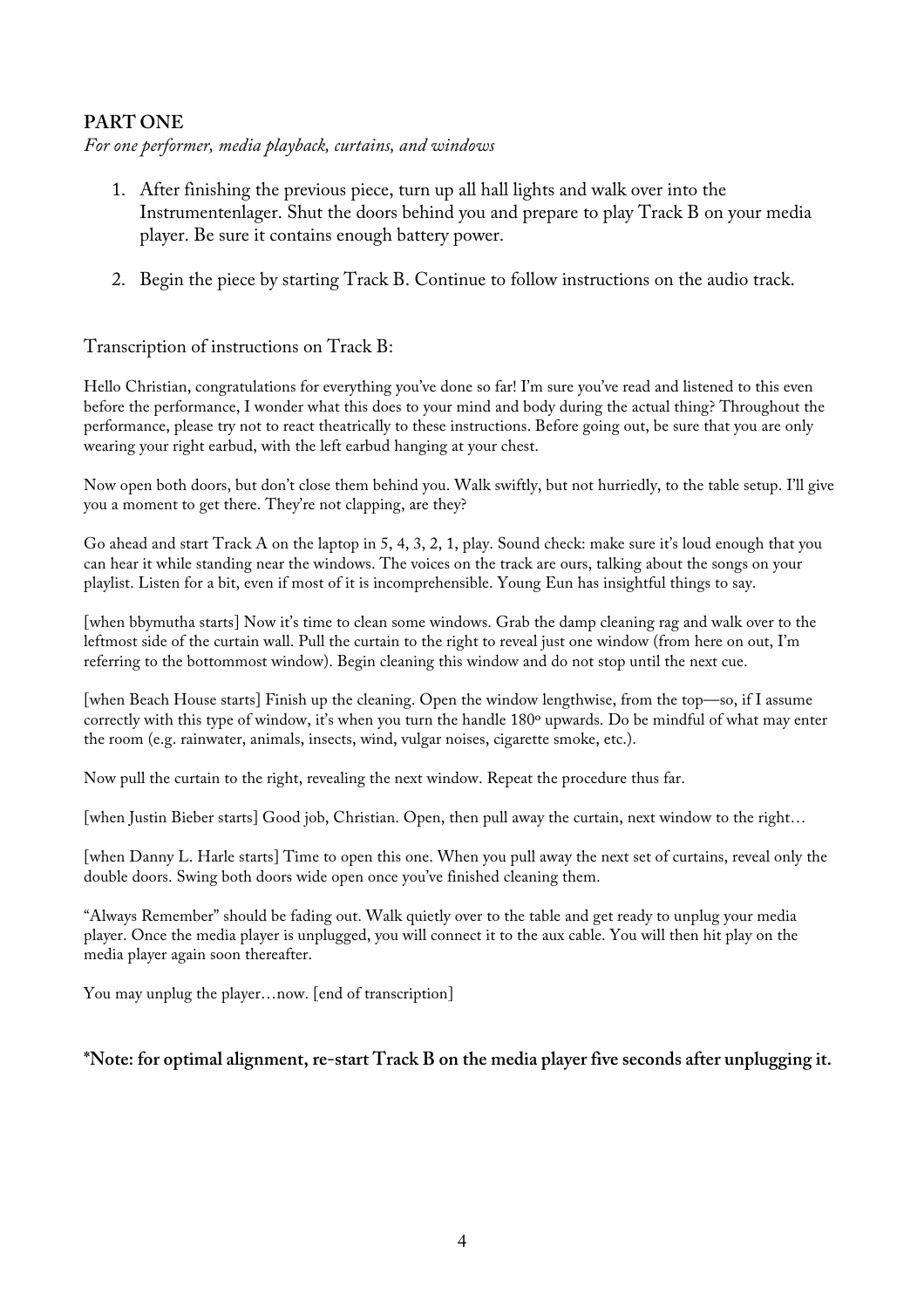**PART ONE**

*For one performer, media playback, curtains, and windows*

1. After finishing the previous piece, turn up all hall lights and walk over into the Instrumentenlager. Shut the doors behind you and prepare to play Track B on your media player. Be sure it contains enough battery power.

2. Begin the piece by starting Track B. Continue to follow instructions on the audio track.

Transcription of instructions on Track B:

Hello Christian, congratulations for everything you've done so far! I'm sure you've read and listened to this even before the performance, I wonder what this does to your mind and body during the actual thing? Throughout the performance, please try not to react theatrically to these instructions. Before going out, be sure that you are only wearing your right earbud, with the left earbud hanging at your chest.

Now open both doors, but don't close them behind you. Walk swiftly, but not hurriedly, to the table setup. I'll give you a moment to get there. They're not clapping, are they?

Go ahead and start Track A on the laptop in 5, 4, 3, 2, 1, play. Sound check: make sure it's loud enough that you can hear it while standing near the windows. The voices on the track are ours, talking about the songs on your playlist. Listen for a bit, even if most of it is incomprehensible. Young Eun has insightful things to say.

[when bbymutha starts] Now it's time to clean some windows. Grab the damp cleaning rag and walk over to the leftmost side of the curtain wall. Pull the curtain to the right to reveal just one window (from here on out, I'm referring to the bottommost window). Begin cleaning this window and do not stop until the next cue.

[when Beach House starts] Finish up the cleaning. Open the window lengthwise, from the top—so, if I assume correctly with this type of window, it's when you turn the handle 180º upwards. Do be mindful of what may enter the room (e.g. rainwater, animals, insects, wind, vulgar noises, cigarette smoke, etc.).

Now pull the curtain to the right, revealing the next window. Repeat the procedure thus far.

[when Justin Bieber starts] Good job, Christian. Open, then pull away the curtain, next window to the right…

[when Danny L. Harle starts] Time to open this one. When you pull away the next set of curtains, reveal only the double doors. Swing both doors wide open once you've finished cleaning them.

"Always Remember" should be fading out. Walk quietly over to the table and get ready to unplug your media player. Once the media player is unplugged, you will connect it to the aux cable. You will then hit play on the media player again soon thereafter.

You may unplug the player…now. [end of transcription]

**\*Note: for optimal alignment, re-start Track B on the media player five seconds after unplugging it.**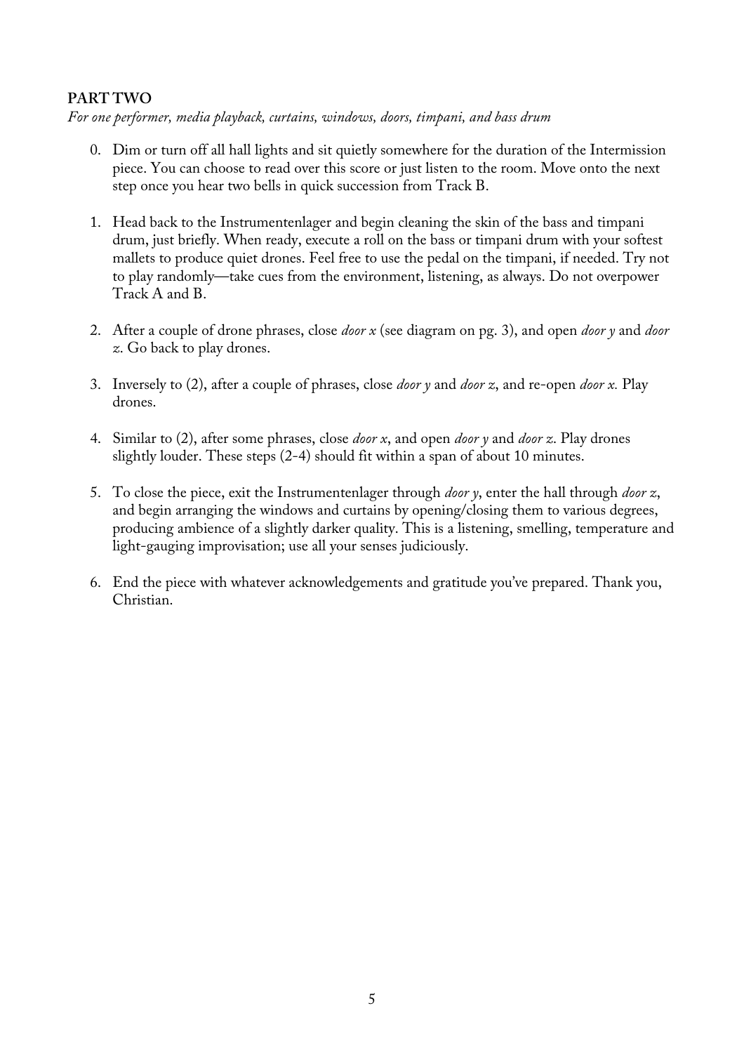**PART TWO**

*For one performer, media playback, curtains, windows, doors, timpani, and bass drum*

0. Dim or turn off all hall lights and sit quietly somewhere for the duration of the Intermission piece. You can choose to read over this score or just listen to the room. Move onto the next step once you hear two bells in quick succession from Track B.

1. Head back to the Instrumentenlager and begin cleaning the skin of the bass and timpani drum, just briefly. When ready, execute a roll on the bass or timpani drum with your softest mallets to produce quiet drones. Feel free to use the pedal on the timpani, if needed. Try not to play randomly—take cues from the environment, listening, as always. Do not overpower Track A and B.

2. After a couple of drone phrases, close *door x* (see diagram on pg. 3), and open *door y* and *door z*. Go back to play drones.

3. Inversely to (2), after a couple of phrases, close *door y* and *door z*, and re-open *door x.* Play drones.

4. Similar to (2), after some phrases, close *door x*, and open *door y* and *door z*. Play drones slightly louder. These steps (2-4) should fit within a span of about 10 minutes.

5. To close the piece, exit the Instrumentenlager through *door y*, enter the hall through *door z*, and begin arranging the windows and curtains by opening/closing them to various degrees, producing ambience of a slightly darker quality. This is a listening, smelling, temperature and light-gauging improvisation; use all your senses judiciously.

6. End the piece with whatever acknowledgements and gratitude you've prepared. Thank you, Christian.